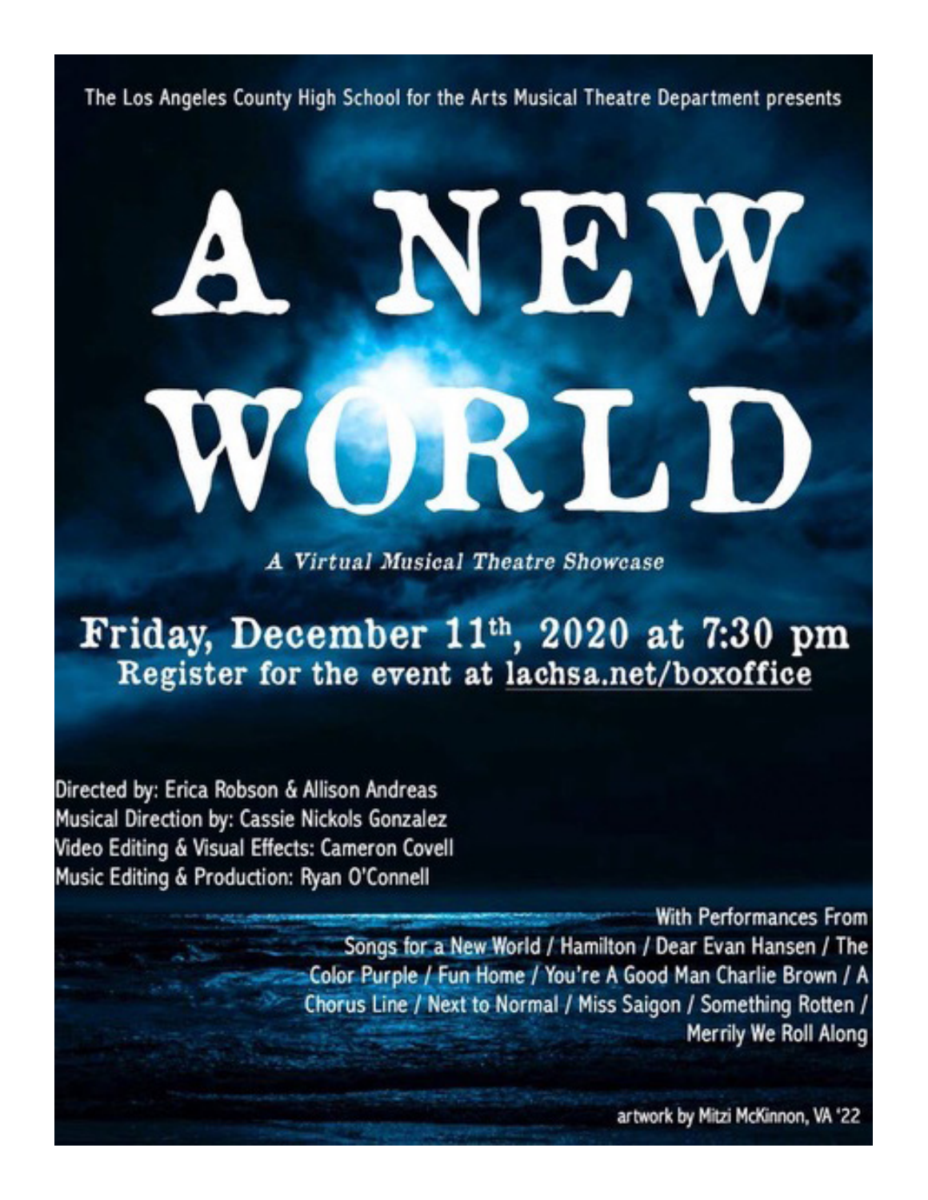The Los Angeles County High School for the Arts Musical Theatre Department presents

# A NEW WORLD

*A Virtual Musical Theatre Showcase*

## Friday, December 11th, 2020 at 7:30 pm

**Register for the event at lachsa.net/boxoffice**

Directed by: Erica Robson & Allison Andreas
Musical Direction by: Cassie Nickols Gonzalez
Video Editing & Visual Effects: Cameron Covell
Music Editing & Production: Ryan O'Connell

With Performances From
Songs for a New World / Hamilton / Dear Evan Hansen / The Color Purple / Fun Home / You're A Good Man Charlie Brown / A Chorus Line / Next to Normal / Miss Saigon / Something Rotten / Merrily We Roll Along

artwork by Mitzi McKinnon, VA '22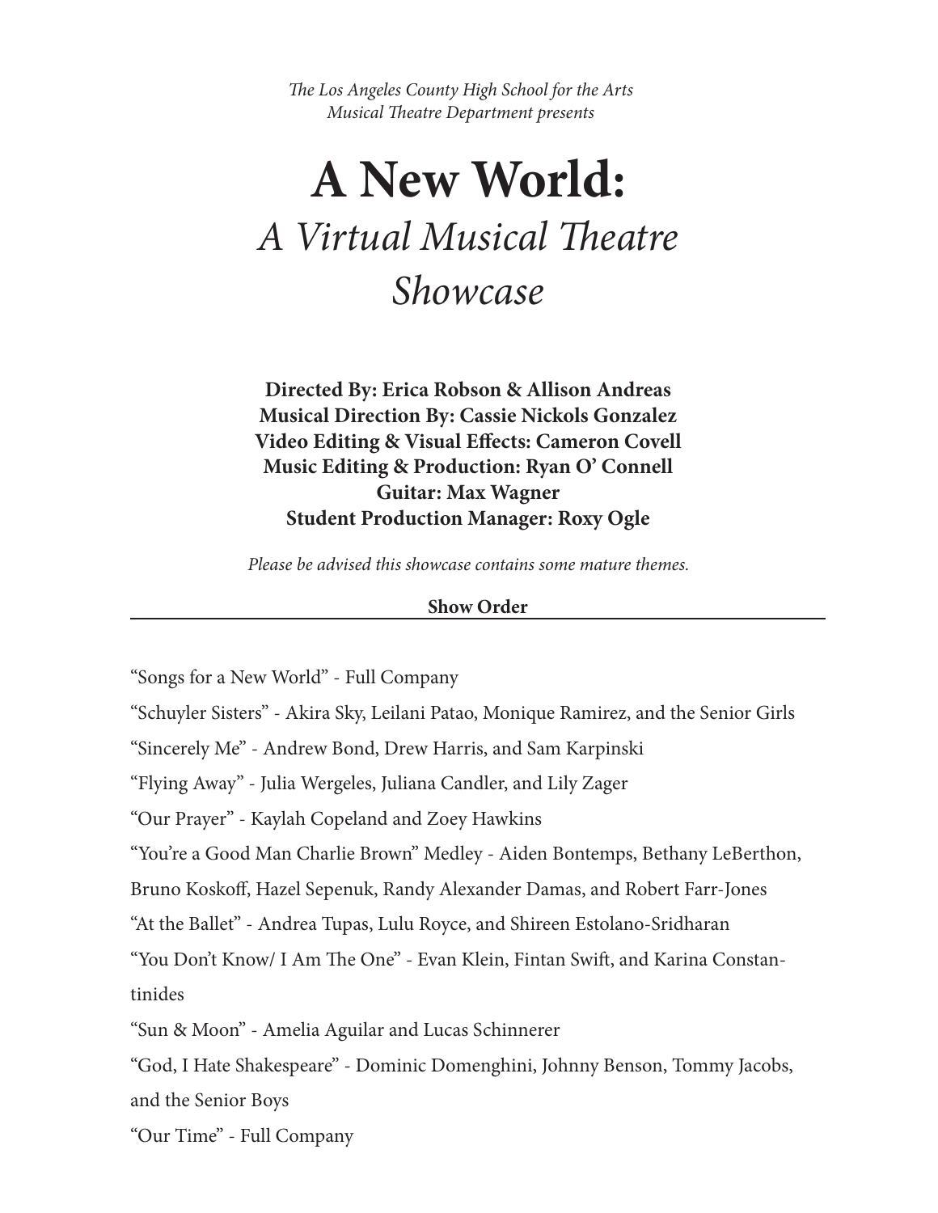*The Los Angeles County High School for the Arts*
*Musical Theatre Department presents*

# A New World:
## *A Virtual Musical Theatre Showcase*

**Directed By: Erica Robson & Allison Andreas**
**Musical Direction By: Cassie Nickols Gonzalez**
**Video Editing & Visual Effects: Cameron Covell**
**Music Editing & Production: Ryan O' Connell**
**Guitar: Max Wagner**
**Student Production Manager: Roxy Ogle**

*Please be advised this showcase contains some mature themes.*

### Show Order

"Songs for a New World" - Full Company

"Schuyler Sisters" - Akira Sky, Leilani Patao, Monique Ramirez, and the Senior Girls

"Sincerely Me" - Andrew Bond, Drew Harris, and Sam Karpinski

"Flying Away" - Julia Wergeles, Juliana Candler, and Lily Zager

"Our Prayer" - Kaylah Copeland and Zoey Hawkins

"You're a Good Man Charlie Brown" Medley - Aiden Bontemps, Bethany LeBerthon, Bruno Koskoff, Hazel Sepenuk, Randy Alexander Damas, and Robert Farr-Jones

"At the Ballet" - Andrea Tupas, Lulu Royce, and Shireen Estolano-Sridharan

"You Don't Know/ I Am The One" - Evan Klein, Fintan Swift, and Karina Constantinides

"Sun & Moon" - Amelia Aguilar and Lucas Schinnerer

"God, I Hate Shakespeare" - Dominic Domenghini, Johnny Benson, Tommy Jacobs, and the Senior Boys

"Our Time" - Full Company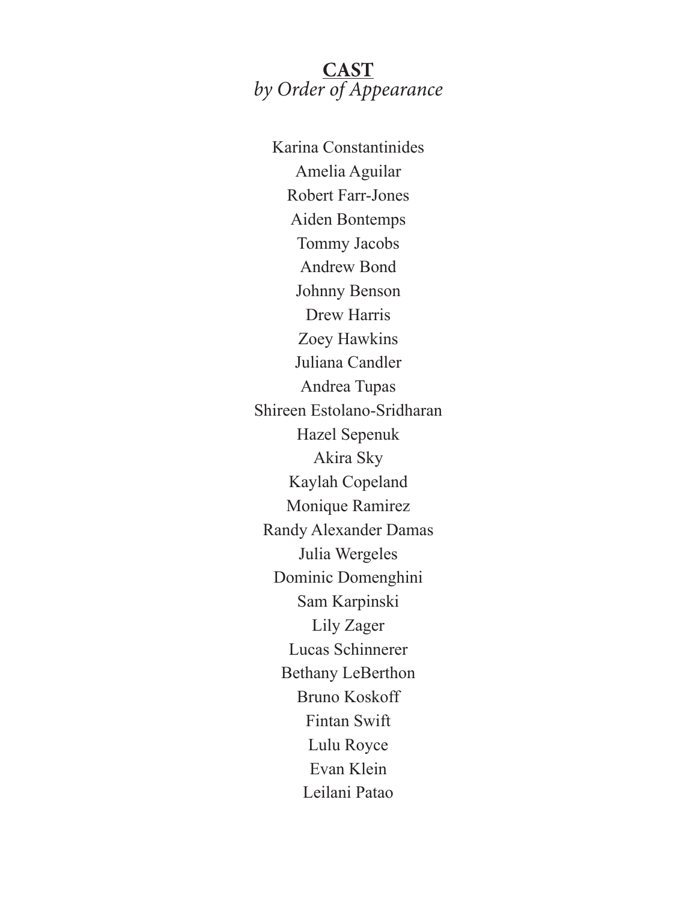# **CAST**
*by Order of Appearance*

Karina Constantinides
Amelia Aguilar
Robert Farr-Jones
Aiden Bontemps
Tommy Jacobs
Andrew Bond
Johnny Benson
Drew Harris
Zoey Hawkins
Juliana Candler
Andrea Tupas
Shireen Estolano-Sridharan
Hazel Sepenuk
Akira Sky
Kaylah Copeland
Monique Ramirez
Randy Alexander Damas
Julia Wergeles
Dominic Domenghini
Sam Karpinski
Lily Zager
Lucas Schinnerer
Bethany LeBerthon
Bruno Koskoff
Fintan Swift
Lulu Royce
Evan Klein
Leilani Patao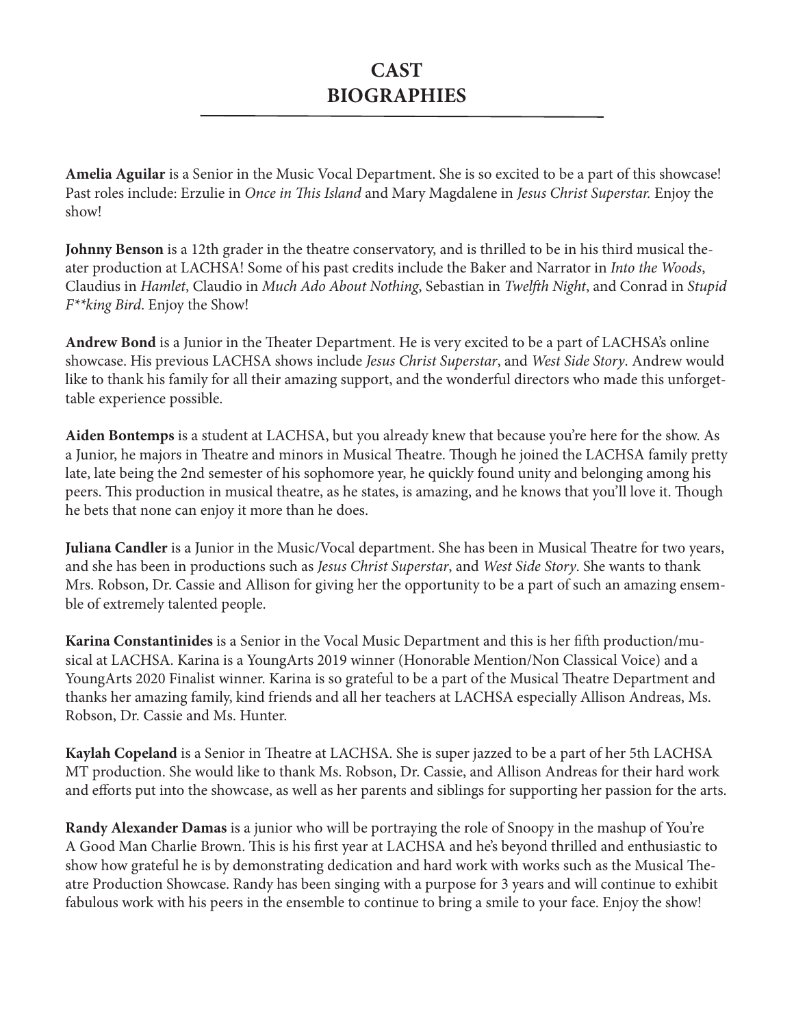# CAST BIOGRAPHIES

**Amelia Aguilar** is a Senior in the Music Vocal Department. She is so excited to be a part of this showcase! Past roles include: Erzulie in *Once in This Island* and Mary Magdalene in *Jesus Christ Superstar.* Enjoy the show!

**Johnny Benson** is a 12th grader in the theatre conservatory, and is thrilled to be in his third musical theater production at LACHSA! Some of his past credits include the Baker and Narrator in *Into the Woods*, Claudius in *Hamlet*, Claudio in *Much Ado About Nothing*, Sebastian in *Twelfth Night*, and Conrad in *Stupid F**king Bird*. Enjoy the Show!

**Andrew Bond** is a Junior in the Theater Department. He is very excited to be a part of LACHSA's online showcase. His previous LACHSA shows include *Jesus Christ Superstar*, and *West Side Story*. Andrew would like to thank his family for all their amazing support, and the wonderful directors who made this unforgettable experience possible.

**Aiden Bontemps** is a student at LACHSA, but you already knew that because you're here for the show. As a Junior, he majors in Theatre and minors in Musical Theatre. Though he joined the LACHSA family pretty late, late being the 2nd semester of his sophomore year, he quickly found unity and belonging among his peers. This production in musical theatre, as he states, is amazing, and he knows that you'll love it. Though he bets that none can enjoy it more than he does.

**Juliana Candler** is a Junior in the Music/Vocal department. She has been in Musical Theatre for two years, and she has been in productions such as *Jesus Christ Superstar*, and *West Side Story*. She wants to thank Mrs. Robson, Dr. Cassie and Allison for giving her the opportunity to be a part of such an amazing ensemble of extremely talented people.

**Karina Constantinides** is a Senior in the Vocal Music Department and this is her fifth production/musical at LACHSA. Karina is a YoungArts 2019 winner (Honorable Mention/Non Classical Voice) and a YoungArts 2020 Finalist winner. Karina is so grateful to be a part of the Musical Theatre Department and thanks her amazing family, kind friends and all her teachers at LACHSA especially Allison Andreas, Ms. Robson, Dr. Cassie and Ms. Hunter.

**Kaylah Copeland** is a Senior in Theatre at LACHSA. She is super jazzed to be a part of her 5th LACHSA MT production. She would like to thank Ms. Robson, Dr. Cassie, and Allison Andreas for their hard work and efforts put into the showcase, as well as her parents and siblings for supporting her passion for the arts.

**Randy Alexander Damas** is a junior who will be portraying the role of Snoopy in the mashup of You're A Good Man Charlie Brown. This is his first year at LACHSA and he's beyond thrilled and enthusiastic to show how grateful he is by demonstrating dedication and hard work with works such as the Musical Theatre Production Showcase. Randy has been singing with a purpose for 3 years and will continue to exhibit fabulous work with his peers in the ensemble to continue to bring a smile to your face. Enjoy the show!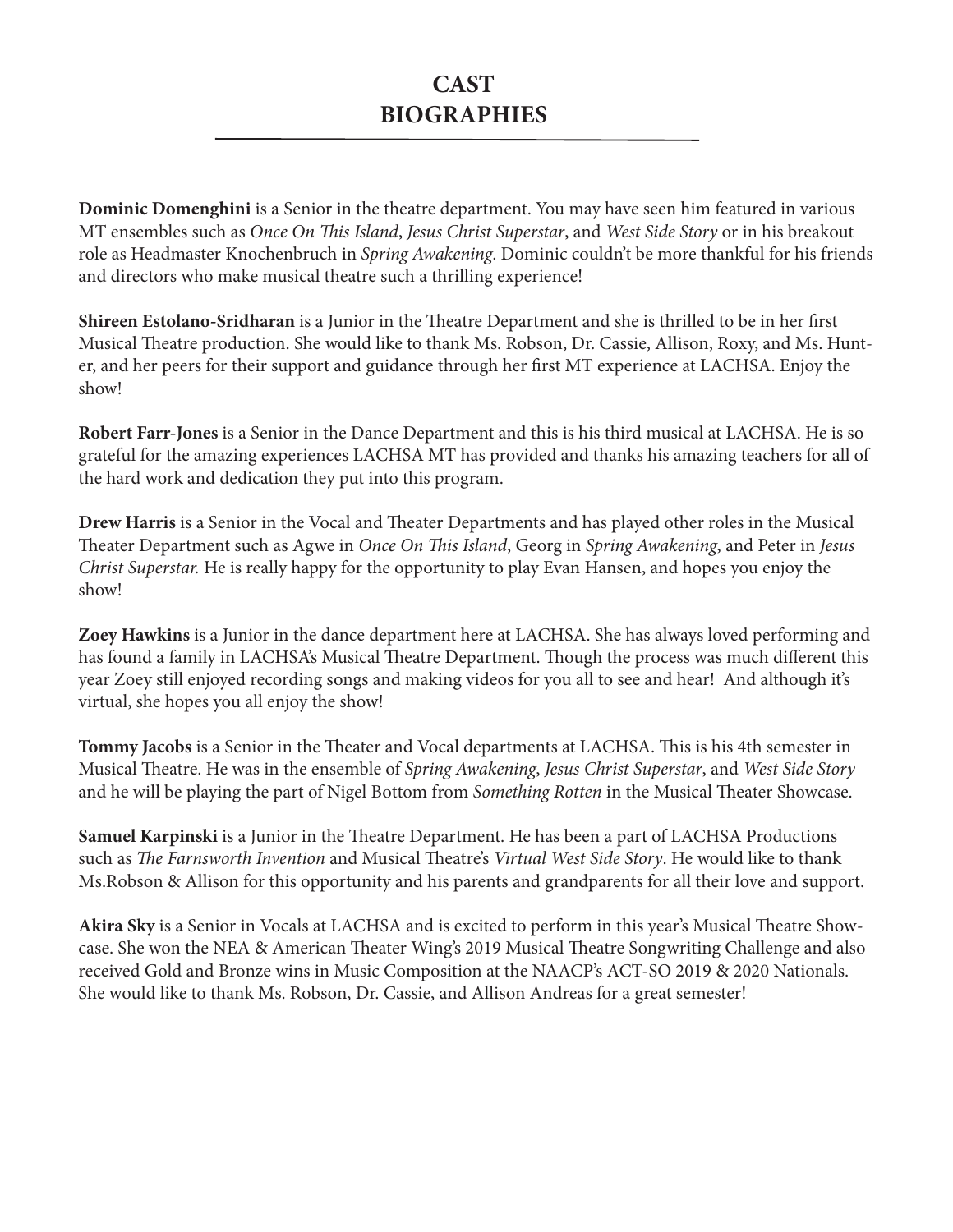# CAST BIOGRAPHIES

**Dominic Domenghini** is a Senior in the theatre department. You may have seen him featured in various MT ensembles such as *Once On This Island*, *Jesus Christ Superstar*, and *West Side Story* or in his breakout role as Headmaster Knochenbruch in *Spring Awakening*. Dominic couldn't be more thankful for his friends and directors who make musical theatre such a thrilling experience!

**Shireen Estolano-Sridharan** is a Junior in the Theatre Department and she is thrilled to be in her first Musical Theatre production. She would like to thank Ms. Robson, Dr. Cassie, Allison, Roxy, and Ms. Hunter, and her peers for their support and guidance through her first MT experience at LACHSA. Enjoy the show!

**Robert Farr-Jones** is a Senior in the Dance Department and this is his third musical at LACHSA. He is so grateful for the amazing experiences LACHSA MT has provided and thanks his amazing teachers for all of the hard work and dedication they put into this program.

**Drew Harris** is a Senior in the Vocal and Theater Departments and has played other roles in the Musical Theater Department such as Agwe in *Once On This Island*, Georg in *Spring Awakening*, and Peter in *Jesus Christ Superstar.* He is really happy for the opportunity to play Evan Hansen, and hopes you enjoy the show!

**Zoey Hawkins** is a Junior in the dance department here at LACHSA. She has always loved performing and has found a family in LACHSA's Musical Theatre Department. Though the process was much different this year Zoey still enjoyed recording songs and making videos for you all to see and hear! And although it's virtual, she hopes you all enjoy the show!

**Tommy Jacobs** is a Senior in the Theater and Vocal departments at LACHSA. This is his 4th semester in Musical Theatre. He was in the ensemble of *Spring Awakening*, *Jesus Christ Superstar*, and *West Side Story* and he will be playing the part of Nigel Bottom from *Something Rotten* in the Musical Theater Showcase.

**Samuel Karpinski** is a Junior in the Theatre Department. He has been a part of LACHSA Productions such as *The Farnsworth Invention* and Musical Theatre's *Virtual West Side Story*. He would like to thank Ms.Robson & Allison for this opportunity and his parents and grandparents for all their love and support.

**Akira Sky** is a Senior in Vocals at LACHSA and is excited to perform in this year's Musical Theatre Showcase. She won the NEA & American Theater Wing's 2019 Musical Theatre Songwriting Challenge and also received Gold and Bronze wins in Music Composition at the NAACP's ACT-SO 2019 & 2020 Nationals. She would like to thank Ms. Robson, Dr. Cassie, and Allison Andreas for a great semester!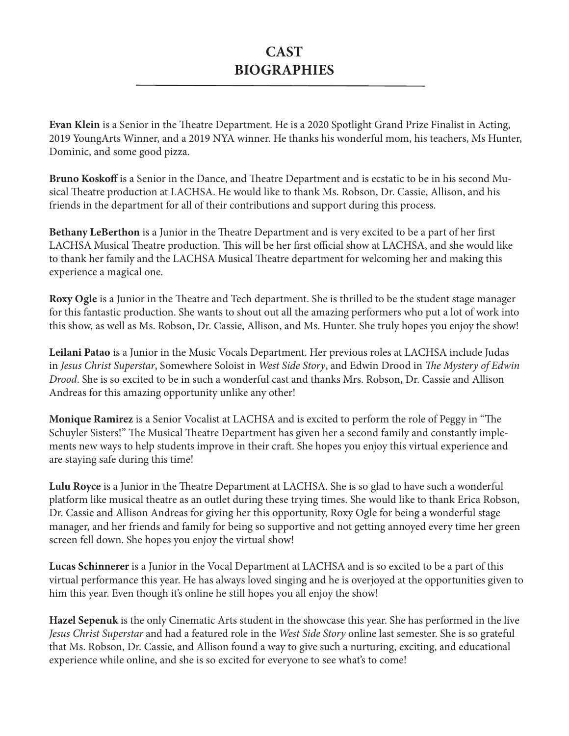# CAST BIOGRAPHIES

**Evan Klein** is a Senior in the Theatre Department. He is a 2020 Spotlight Grand Prize Finalist in Acting, 2019 YoungArts Winner, and a 2019 NYA winner. He thanks his wonderful mom, his teachers, Ms Hunter, Dominic, and some good pizza.

**Bruno Koskoff** is a Senior in the Dance, and Theatre Department and is ecstatic to be in his second Musical Theatre production at LACHSA. He would like to thank Ms. Robson, Dr. Cassie, Allison, and his friends in the department for all of their contributions and support during this process.

**Bethany LeBerthon** is a Junior in the Theatre Department and is very excited to be a part of her first LACHSA Musical Theatre production. This will be her first official show at LACHSA, and she would like to thank her family and the LACHSA Musical Theatre department for welcoming her and making this experience a magical one.

**Roxy Ogle** is a Junior in the Theatre and Tech department. She is thrilled to be the student stage manager for this fantastic production. She wants to shout out all the amazing performers who put a lot of work into this show, as well as Ms. Robson, Dr. Cassie, Allison, and Ms. Hunter. She truly hopes you enjoy the show!

**Leilani Patao** is a Junior in the Music Vocals Department. Her previous roles at LACHSA include Judas in *Jesus Christ Superstar*, Somewhere Soloist in *West Side Story*, and Edwin Drood in *The Mystery of Edwin Drood*. She is so excited to be in such a wonderful cast and thanks Mrs. Robson, Dr. Cassie and Allison Andreas for this amazing opportunity unlike any other!

**Monique Ramirez** is a Senior Vocalist at LACHSA and is excited to perform the role of Peggy in "The Schuyler Sisters!" The Musical Theatre Department has given her a second family and constantly implements new ways to help students improve in their craft. She hopes you enjoy this virtual experience and are staying safe during this time!

**Lulu Royce** is a Junior in the Theatre Department at LACHSA. She is so glad to have such a wonderful platform like musical theatre as an outlet during these trying times. She would like to thank Erica Robson, Dr. Cassie and Allison Andreas for giving her this opportunity, Roxy Ogle for being a wonderful stage manager, and her friends and family for being so supportive and not getting annoyed every time her green screen fell down. She hopes you enjoy the virtual show!

**Lucas Schinnerer** is a Junior in the Vocal Department at LACHSA and is so excited to be a part of this virtual performance this year. He has always loved singing and he is overjoyed at the opportunities given to him this year. Even though it's online he still hopes you all enjoy the show!

**Hazel Sepenuk** is the only Cinematic Arts student in the showcase this year. She has performed in the live *Jesus Christ Superstar* and had a featured role in the *West Side Story* online last semester. She is so grateful that Ms. Robson, Dr. Cassie, and Allison found a way to give such a nurturing, exciting, and educational experience while online, and she is so excited for everyone to see what's to come!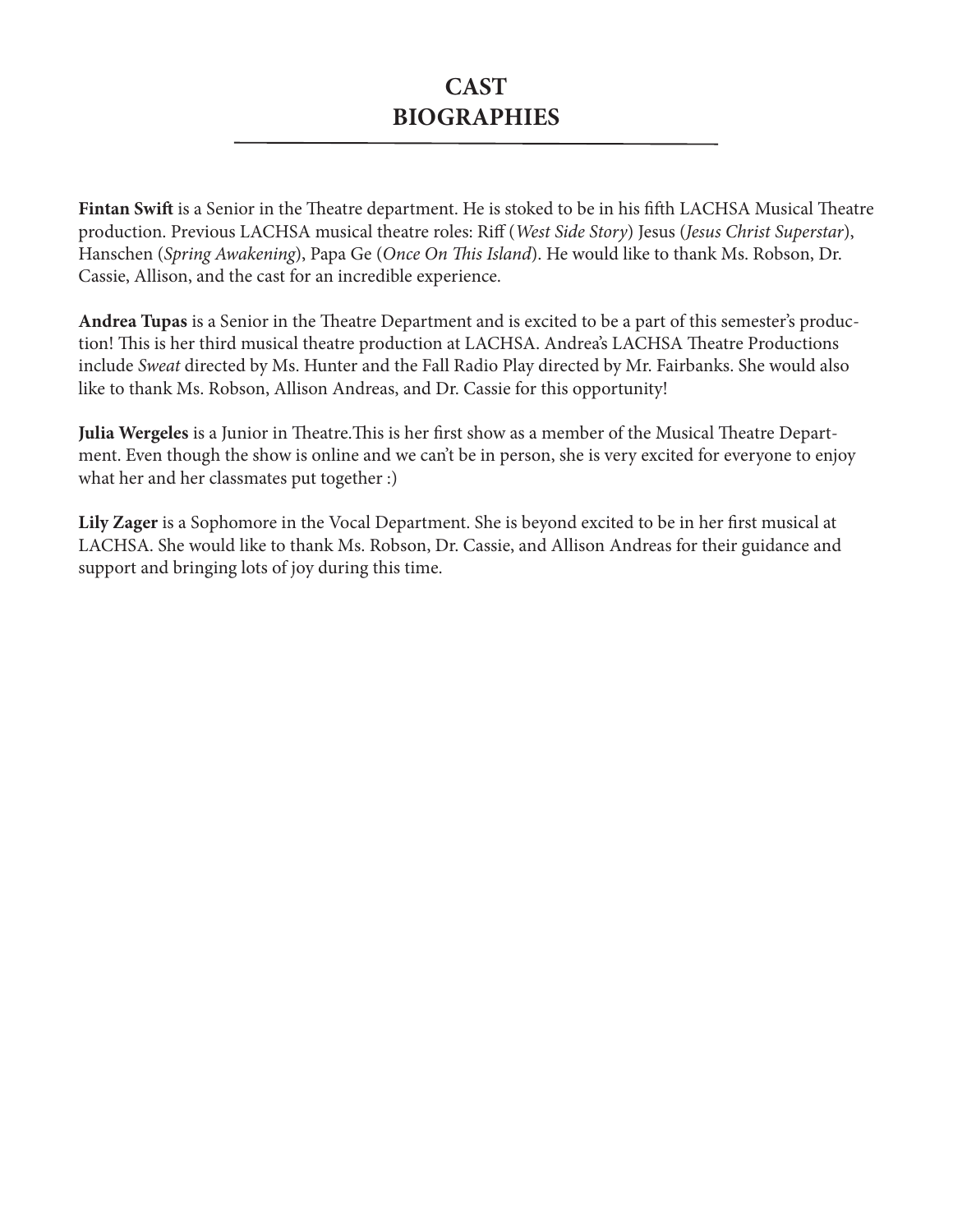# CAST BIOGRAPHIES

**Fintan Swift** is a Senior in the Theatre department. He is stoked to be in his fifth LACHSA Musical Theatre production. Previous LACHSA musical theatre roles: Riff (*West Side Story*) Jesus (*Jesus Christ Superstar*), Hanschen (*Spring Awakening*), Papa Ge (*Once On This Island*). He would like to thank Ms. Robson, Dr. Cassie, Allison, and the cast for an incredible experience.

**Andrea Tupas** is a Senior in the Theatre Department and is excited to be a part of this semester's production! This is her third musical theatre production at LACHSA. Andrea's LACHSA Theatre Productions include *Sweat* directed by Ms. Hunter and the Fall Radio Play directed by Mr. Fairbanks. She would also like to thank Ms. Robson, Allison Andreas, and Dr. Cassie for this opportunity!

**Julia Wergeles** is a Junior in Theatre.This is her first show as a member of the Musical Theatre Department. Even though the show is online and we can't be in person, she is very excited for everyone to enjoy what her and her classmates put together :)

**Lily Zager** is a Sophomore in the Vocal Department. She is beyond excited to be in her first musical at LACHSA. She would like to thank Ms. Robson, Dr. Cassie, and Allison Andreas for their guidance and support and bringing lots of joy during this time.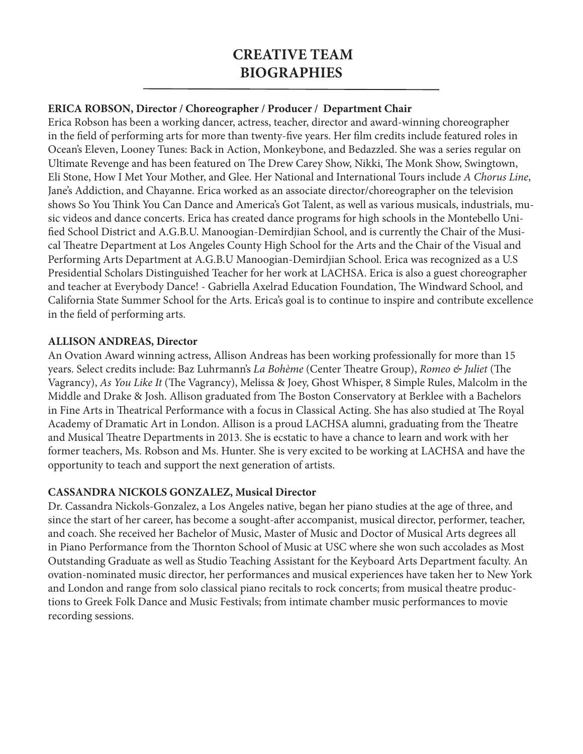# CREATIVE TEAM BIOGRAPHIES

**ERICA ROBSON, Director / Choreographer / Producer / Department Chair**

Erica Robson has been a working dancer, actress, teacher, director and award-winning choreographer in the field of performing arts for more than twenty-five years. Her film credits include featured roles in Ocean's Eleven, Looney Tunes: Back in Action, Monkeybone, and Bedazzled. She was a series regular on Ultimate Revenge and has been featured on The Drew Carey Show, Nikki, The Monk Show, Swingtown, Eli Stone, How I Met Your Mother, and Glee. Her National and International Tours include *A Chorus Line*, Jane's Addiction, and Chayanne. Erica worked as an associate director/choreographer on the television shows So You Think You Can Dance and America's Got Talent, as well as various musicals, industrials, music videos and dance concerts. Erica has created dance programs for high schools in the Montebello Unified School District and A.G.B.U. Manoogian-Demirdjian School, and is currently the Chair of the Musical Theatre Department at Los Angeles County High School for the Arts and the Chair of the Visual and Performing Arts Department at A.G.B.U Manoogian-Demirdjian School. Erica was recognized as a U.S Presidential Scholars Distinguished Teacher for her work at LACHSA. Erica is also a guest choreographer and teacher at Everybody Dance! - Gabriella Axelrad Education Foundation, The Windward School, and California State Summer School for the Arts. Erica's goal is to continue to inspire and contribute excellence in the field of performing arts.

**ALLISON ANDREAS, Director**

An Ovation Award winning actress, Allison Andreas has been working professionally for more than 15 years. Select credits include: Baz Luhrmann's *La Bohème* (Center Theatre Group), *Romeo & Juliet* (The Vagrancy), *As You Like It* (The Vagrancy), Melissa & Joey, Ghost Whisper, 8 Simple Rules, Malcolm in the Middle and Drake & Josh. Allison graduated from The Boston Conservatory at Berklee with a Bachelors in Fine Arts in Theatrical Performance with a focus in Classical Acting. She has also studied at The Royal Academy of Dramatic Art in London. Allison is a proud LACHSA alumni, graduating from the Theatre and Musical Theatre Departments in 2013. She is ecstatic to have a chance to learn and work with her former teachers, Ms. Robson and Ms. Hunter. She is very excited to be working at LACHSA and have the opportunity to teach and support the next generation of artists.

**CASSANDRA NICKOLS GONZALEZ, Musical Director**

Dr. Cassandra Nickols-Gonzalez, a Los Angeles native, began her piano studies at the age of three, and since the start of her career, has become a sought-after accompanist, musical director, performer, teacher, and coach. She received her Bachelor of Music, Master of Music and Doctor of Musical Arts degrees all in Piano Performance from the Thornton School of Music at USC where she won such accolades as Most Outstanding Graduate as well as Studio Teaching Assistant for the Keyboard Arts Department faculty. An ovation-nominated music director, her performances and musical experiences have taken her to New York and London and range from solo classical piano recitals to rock concerts; from musical theatre productions to Greek Folk Dance and Music Festivals; from intimate chamber music performances to movie recording sessions.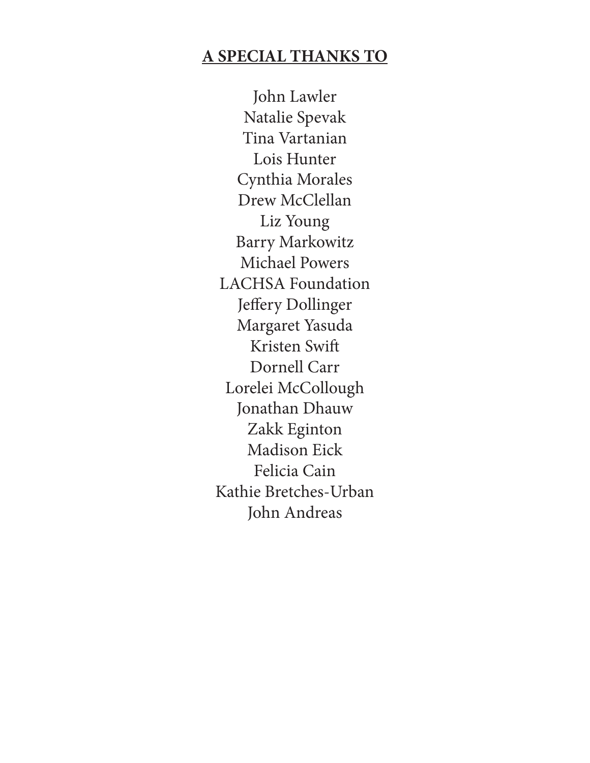## A SPECIAL THANKS TO

John Lawler
Natalie Spevak
Tina Vartanian
Lois Hunter
Cynthia Morales
Drew McClellan
Liz Young
Barry Markowitz
Michael Powers
LACHSA Foundation
Jeffery Dollinger
Margaret Yasuda
Kristen Swift
Dornell Carr
Lorelei McCollough
Jonathan Dhauw
Zakk Eginton
Madison Eick
Felicia Cain
Kathie Bretches-Urban
John Andreas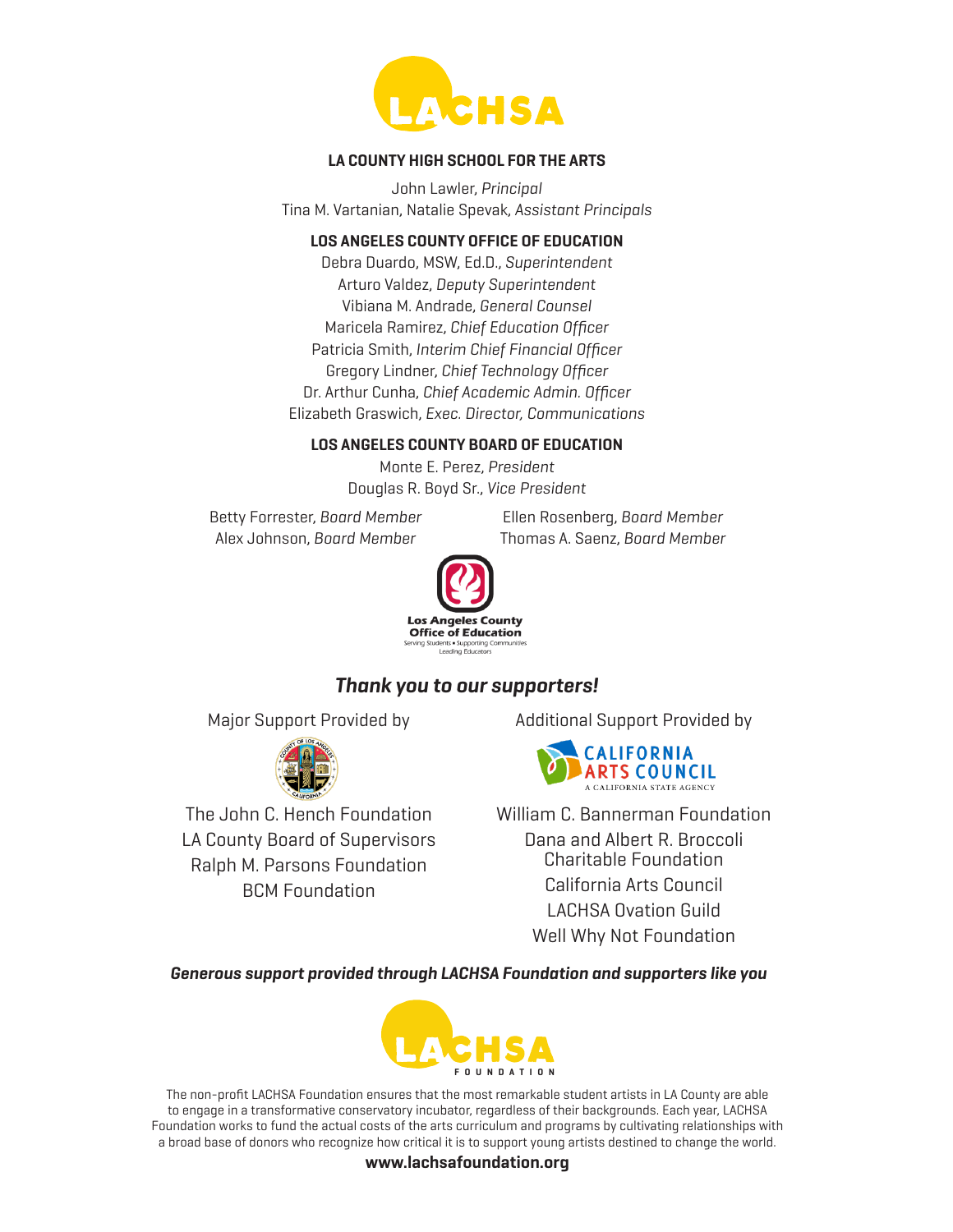LACHSA

## LA COUNTY HIGH SCHOOL FOR THE ARTS

John Lawler, *Principal*
Tina M. Vartanian, Natalie Spevak, *Assistant Principals*

## LOS ANGELES COUNTY OFFICE OF EDUCATION

Debra Duardo, MSW, Ed.D., *Superintendent*
Arturo Valdez, *Deputy Superintendent*
Vibiana M. Andrade, *General Counsel*
Maricela Ramirez, *Chief Education Officer*
Patricia Smith, *Interim Chief Financial Officer*
Gregory Lindner, *Chief Technology Officer*
Dr. Arthur Cunha, *Chief Academic Admin. Officer*
Elizabeth Graswich, *Exec. Director, Communications*

## LOS ANGELES COUNTY BOARD OF EDUCATION

Monte E. Perez, *President*
Douglas R. Boyd Sr., *Vice President*

Betty Forrester, *Board Member*
Alex Johnson, *Board Member*
Ellen Rosenberg, *Board Member*
Thomas A. Saenz, *Board Member*

Los Angeles County Office of Education
Serving Students • Supporting Communities • Leading Educators

## *Thank you to our supporters!*

Major Support Provided by

The John C. Hench Foundation
LA County Board of Supervisors
Ralph M. Parsons Foundation
BCM Foundation

Additional Support Provided by

CALIFORNIA ARTS COUNCIL
A CALIFORNIA STATE AGENCY

William C. Bannerman Foundation
Dana and Albert R. Broccoli Charitable Foundation
California Arts Council
LACHSA Ovation Guild
Well Why Not Foundation

***Generous support provided through LACHSA Foundation and supporters like you***

LACHSA FOUNDATION

The non-profit LACHSA Foundation ensures that the most remarkable student artists in LA County are able to engage in a transformative conservatory incubator, regardless of their backgrounds. Each year, LACHSA Foundation works to fund the actual costs of the arts curriculum and programs by cultivating relationships with a broad base of donors who recognize how critical it is to support young artists destined to change the world.

**www.lachsafoundation.org**